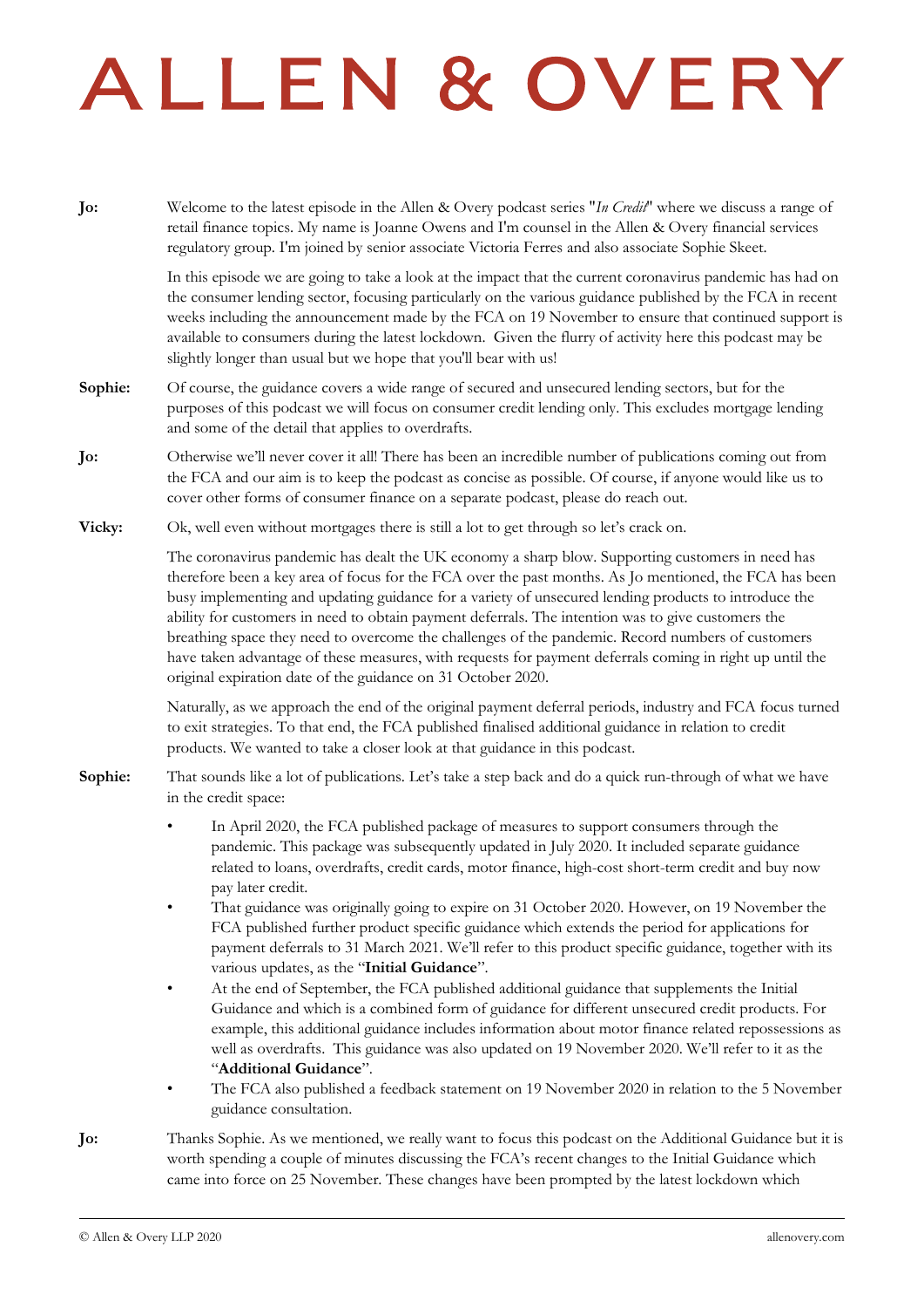# ALLEN & OVERY

**Jo:** Welcome to the latest episode in the Allen & Overy podcast series "*In Credit*" where we discuss a range of retail finance topics. My name is Joanne Owens and I'm counsel in the Allen & Overy financial services regulatory group. I'm joined by senior associate Victoria Ferres and also associate Sophie Skeet.

In this episode we are going to take a look at the impact that the current coronavirus pandemic has had on the consumer lending sector, focusing particularly on the various guidance published by the FCA in recent weeks including the announcement made by the FCA on 19 November to ensure that continued support is available to consumers during the latest lockdown. Given the flurry of activity here this podcast may be slightly longer than usual but we hope that you'll bear with us!

**Sophie:** Of course, the guidance covers a wide range of secured and unsecured lending sectors, but for the purposes of this podcast we will focus on consumer credit lending only. This excludes mortgage lending and some of the detail that applies to overdrafts.

**Jo:** Otherwise we'll never cover it all! There has been an incredible number of publications coming out from the FCA and our aim is to keep the podcast as concise as possible. Of course, if anyone would like us to cover other forms of consumer finance on a separate podcast, please do reach out.

**Vicky:** Ok, well even without mortgages there is still a lot to get through so let's crack on.

The coronavirus pandemic has dealt the UK economy a sharp blow. Supporting customers in need has therefore been a key area of focus for the FCA over the past months. As Jo mentioned, the FCA has been busy implementing and updating guidance for a variety of unsecured lending products to introduce the ability for customers in need to obtain payment deferrals. The intention was to give customers the breathing space they need to overcome the challenges of the pandemic. Record numbers of customers have taken advantage of these measures, with requests for payment deferrals coming in right up until the original expiration date of the guidance on 31 October 2020.

Naturally, as we approach the end of the original payment deferral periods, industry and FCA focus turned to exit strategies. To that end, the FCA published finalised additional guidance in relation to credit products. We wanted to take a closer look at that guidance in this podcast.

**Sophie:** That sounds like a lot of publications. Let's take a step back and do a quick run-through of what we have in the credit space:

- In April 2020, the FCA published package of measures to support consumers through the pandemic. This package was subsequently updated in July 2020. It included separate guidance related to loans, overdrafts, credit cards, motor finance, high-cost short-term credit and buy now pay later credit.
- That guidance was originally going to expire on 31 October 2020. However, on 19 November the FCA published further product specific guidance which extends the period for applications for payment deferrals to 31 March 2021. We'll refer to this product specific guidance, together with its various updates, as the "**Initial Guidance**".
- At the end of September, the FCA published additional guidance that supplements the Initial Guidance and which is a combined form of guidance for different unsecured credit products. For example, this additional guidance includes information about motor finance related repossessions as well as overdrafts. This guidance was also updated on 19 November 2020. We'll refer to it as the "**Additional Guidance**".
- The FCA also published a feedback statement on 19 November 2020 in relation to the 5 November guidance consultation.

**Jo:** Thanks Sophie. As we mentioned, we really want to focus this podcast on the Additional Guidance but it is worth spending a couple of minutes discussing the FCA's recent changes to the Initial Guidance which came into force on 25 November. These changes have been prompted by the latest lockdown which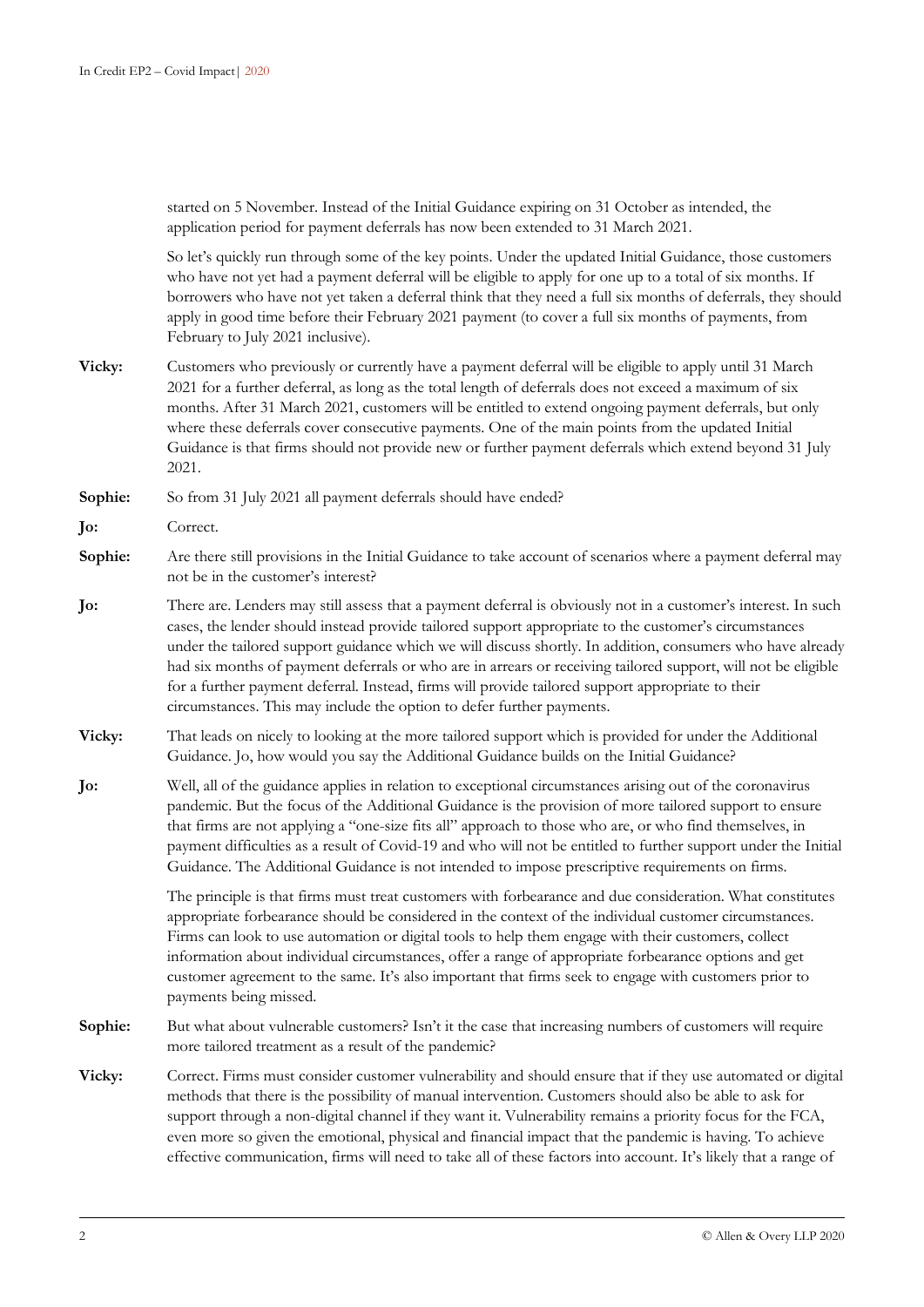started on 5 November. Instead of the Initial Guidance expiring on 31 October as intended, the application period for payment deferrals has now been extended to 31 March 2021.

So let's quickly run through some of the key points. Under the updated Initial Guidance, those customers who have not yet had a payment deferral will be eligible to apply for one up to a total of six months. If borrowers who have not yet taken a deferral think that they need a full six months of deferrals, they should apply in good time before their February 2021 payment (to cover a full six months of payments, from February to July 2021 inclusive).

**Vicky:** Customers who previously or currently have a payment deferral will be eligible to apply until 31 March 2021 for a further deferral, as long as the total length of deferrals does not exceed a maximum of six months. After 31 March 2021, customers will be entitled to extend ongoing payment deferrals, but only where these deferrals cover consecutive payments. One of the main points from the updated Initial Guidance is that firms should not provide new or further payment deferrals which extend beyond 31 July 2021.

**Sophie:** So from 31 July 2021 all payment deferrals should have ended?

**Jo:** Correct.

**Sophie:** Are there still provisions in the Initial Guidance to take account of scenarios where a payment deferral may not be in the customer's interest?

**Jo:** There are. Lenders may still assess that a payment deferral is obviously not in a customer's interest. In such cases, the lender should instead provide tailored support appropriate to the customer's circumstances under the tailored support guidance which we will discuss shortly. In addition, consumers who have already had six months of payment deferrals or who are in arrears or receiving tailored support, will not be eligible for a further payment deferral. Instead, firms will provide tailored support appropriate to their circumstances. This may include the option to defer further payments.

**Vicky:** That leads on nicely to looking at the more tailored support which is provided for under the Additional Guidance. Jo, how would you say the Additional Guidance builds on the Initial Guidance?

**Jo:** Well, all of the guidance applies in relation to exceptional circumstances arising out of the coronavirus pandemic. But the focus of the Additional Guidance is the provision of more tailored support to ensure that firms are not applying a "one-size fits all" approach to those who are, or who find themselves, in payment difficulties as a result of Covid-19 and who will not be entitled to further support under the Initial Guidance. The Additional Guidance is not intended to impose prescriptive requirements on firms.

The principle is that firms must treat customers with forbearance and due consideration. What constitutes appropriate forbearance should be considered in the context of the individual customer circumstances. Firms can look to use automation or digital tools to help them engage with their customers, collect information about individual circumstances, offer a range of appropriate forbearance options and get customer agreement to the same. It's also important that firms seek to engage with customers prior to payments being missed.

**Sophie:** But what about vulnerable customers? Isn't it the case that increasing numbers of customers will require more tailored treatment as a result of the pandemic?

**Vicky:** Correct. Firms must consider customer vulnerability and should ensure that if they use automated or digital methods that there is the possibility of manual intervention. Customers should also be able to ask for support through a non-digital channel if they want it. Vulnerability remains a priority focus for the FCA, even more so given the emotional, physical and financial impact that the pandemic is having. To achieve effective communication, firms will need to take all of these factors into account. It's likely that a range of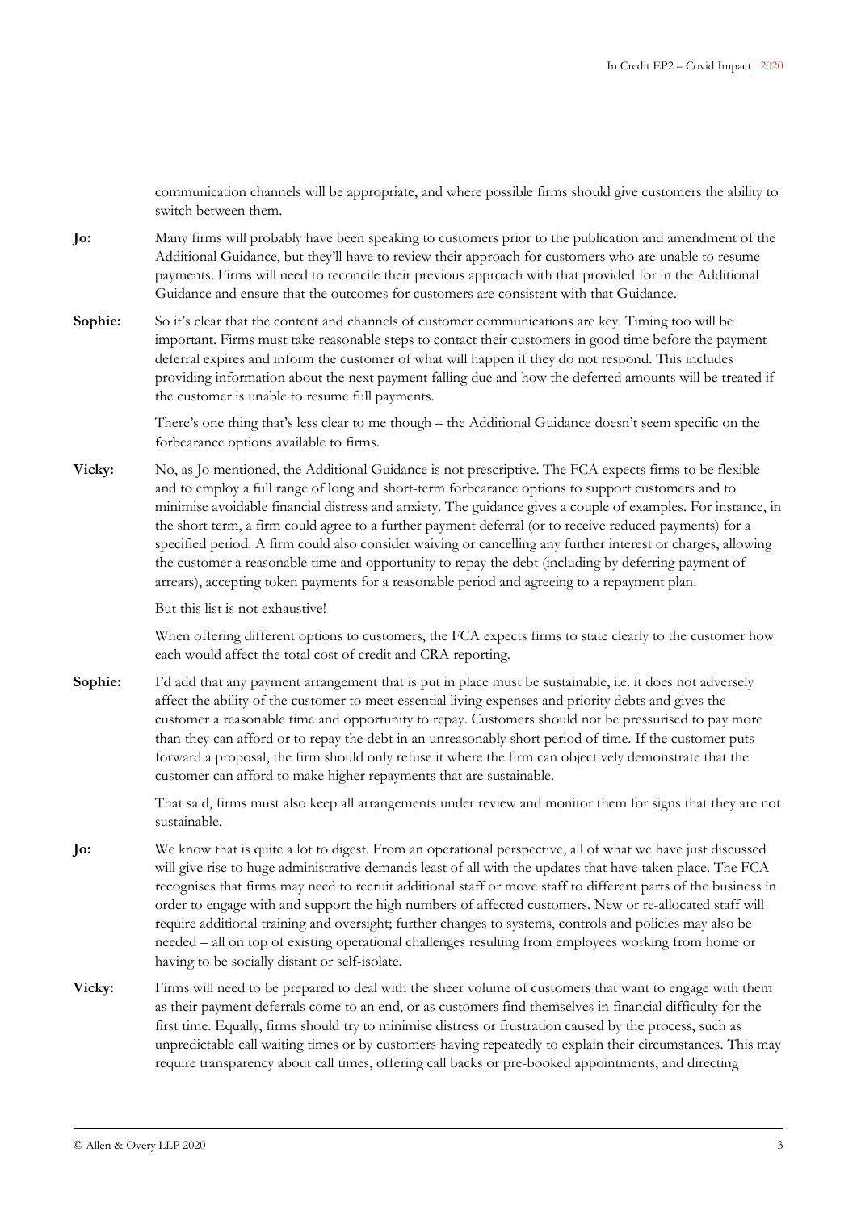communication channels will be appropriate, and where possible firms should give customers the ability to switch between them.

**Jo:** Many firms will probably have been speaking to customers prior to the publication and amendment of the Additional Guidance, but they'll have to review their approach for customers who are unable to resume payments. Firms will need to reconcile their previous approach with that provided for in the Additional Guidance and ensure that the outcomes for customers are consistent with that Guidance.

**Sophie:** So it's clear that the content and channels of customer communications are key. Timing too will be important. Firms must take reasonable steps to contact their customers in good time before the payment deferral expires and inform the customer of what will happen if they do not respond. This includes providing information about the next payment falling due and how the deferred amounts will be treated if the customer is unable to resume full payments.

There's one thing that's less clear to me though – the Additional Guidance doesn't seem specific on the forbearance options available to firms.

**Vicky:** No, as Jo mentioned, the Additional Guidance is not prescriptive. The FCA expects firms to be flexible and to employ a full range of long and short-term forbearance options to support customers and to minimise avoidable financial distress and anxiety. The guidance gives a couple of examples. For instance, in the short term, a firm could agree to a further payment deferral (or to receive reduced payments) for a specified period. A firm could also consider waiving or cancelling any further interest or charges, allowing the customer a reasonable time and opportunity to repay the debt (including by deferring payment of arrears), accepting token payments for a reasonable period and agreeing to a repayment plan.

But this list is not exhaustive!

When offering different options to customers, the FCA expects firms to state clearly to the customer how each would affect the total cost of credit and CRA reporting.

**Sophie:** I'd add that any payment arrangement that is put in place must be sustainable, i.e. it does not adversely affect the ability of the customer to meet essential living expenses and priority debts and gives the customer a reasonable time and opportunity to repay. Customers should not be pressurised to pay more than they can afford or to repay the debt in an unreasonably short period of time. If the customer puts forward a proposal, the firm should only refuse it where the firm can objectively demonstrate that the customer can afford to make higher repayments that are sustainable.

That said, firms must also keep all arrangements under review and monitor them for signs that they are not sustainable.

**Jo:** We know that is quite a lot to digest. From an operational perspective, all of what we have just discussed will give rise to huge administrative demands least of all with the updates that have taken place. The FCA recognises that firms may need to recruit additional staff or move staff to different parts of the business in order to engage with and support the high numbers of affected customers. New or re-allocated staff will require additional training and oversight; further changes to systems, controls and policies may also be needed – all on top of existing operational challenges resulting from employees working from home or having to be socially distant or self-isolate.

**Vicky:** Firms will need to be prepared to deal with the sheer volume of customers that want to engage with them as their payment deferrals come to an end, or as customers find themselves in financial difficulty for the first time. Equally, firms should try to minimise distress or frustration caused by the process, such as unpredictable call waiting times or by customers having repeatedly to explain their circumstances. This may require transparency about call times, offering call backs or pre-booked appointments, and directing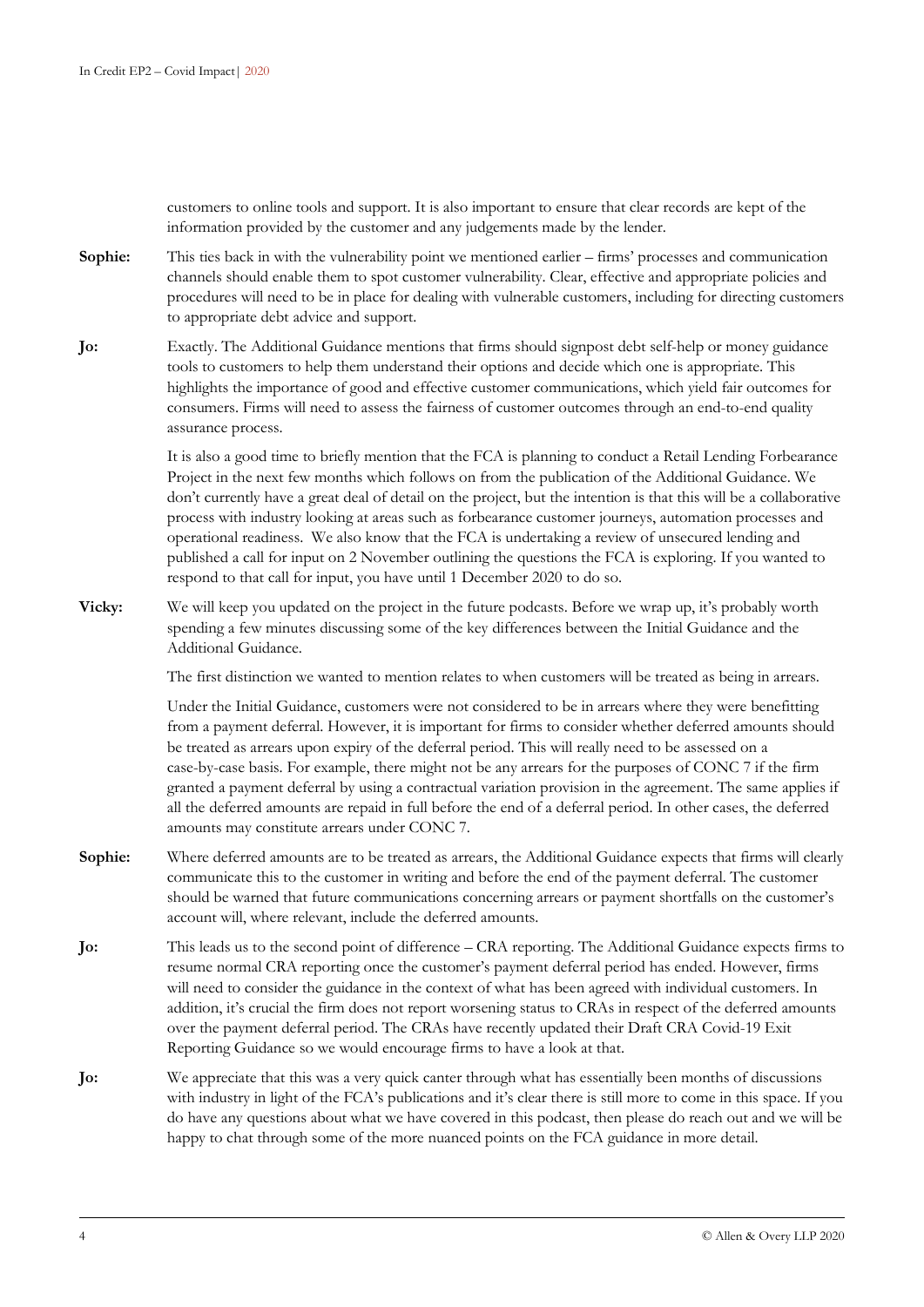customers to online tools and support. It is also important to ensure that clear records are kept of the information provided by the customer and any judgements made by the lender.

**Sophie:** This ties back in with the vulnerability point we mentioned earlier – firms' processes and communication channels should enable them to spot customer vulnerability. Clear, effective and appropriate policies and procedures will need to be in place for dealing with vulnerable customers, including for directing customers to appropriate debt advice and support.

**Jo:** Exactly. The Additional Guidance mentions that firms should signpost debt self-help or money guidance tools to customers to help them understand their options and decide which one is appropriate. This highlights the importance of good and effective customer communications, which yield fair outcomes for consumers. Firms will need to assess the fairness of customer outcomes through an end-to-end quality assurance process.

It is also a good time to briefly mention that the FCA is planning to conduct a Retail Lending Forbearance Project in the next few months which follows on from the publication of the Additional Guidance. We don't currently have a great deal of detail on the project, but the intention is that this will be a collaborative process with industry looking at areas such as forbearance customer journeys, automation processes and operational readiness. We also know that the FCA is undertaking a review of unsecured lending and published a call for input on 2 November outlining the questions the FCA is exploring. If you wanted to respond to that call for input, you have until 1 December 2020 to do so.

**Vicky:** We will keep you updated on the project in the future podcasts. Before we wrap up, it's probably worth spending a few minutes discussing some of the key differences between the Initial Guidance and the Additional Guidance.

The first distinction we wanted to mention relates to when customers will be treated as being in arrears.

Under the Initial Guidance, customers were not considered to be in arrears where they were benefitting from a payment deferral. However, it is important for firms to consider whether deferred amounts should be treated as arrears upon expiry of the deferral period. This will really need to be assessed on a case-by-case basis. For example, there might not be any arrears for the purposes of CONC 7 if the firm granted a payment deferral by using a contractual variation provision in the agreement. The same applies if all the deferred amounts are repaid in full before the end of a deferral period. In other cases, the deferred amounts may constitute arrears under CONC 7.

**Sophie:** Where deferred amounts are to be treated as arrears, the Additional Guidance expects that firms will clearly communicate this to the customer in writing and before the end of the payment deferral. The customer should be warned that future communications concerning arrears or payment shortfalls on the customer's account will, where relevant, include the deferred amounts.

**Jo:** This leads us to the second point of difference – CRA reporting. The Additional Guidance expects firms to resume normal CRA reporting once the customer's payment deferral period has ended. However, firms will need to consider the guidance in the context of what has been agreed with individual customers. In addition, it's crucial the firm does not report worsening status to CRAs in respect of the deferred amounts over the payment deferral period. The CRAs have recently updated their Draft CRA Covid-19 Exit Reporting Guidance so we would encourage firms to have a look at that.

**Jo:** We appreciate that this was a very quick canter through what has essentially been months of discussions with industry in light of the FCA's publications and it's clear there is still more to come in this space. If you do have any questions about what we have covered in this podcast, then please do reach out and we will be happy to chat through some of the more nuanced points on the FCA guidance in more detail.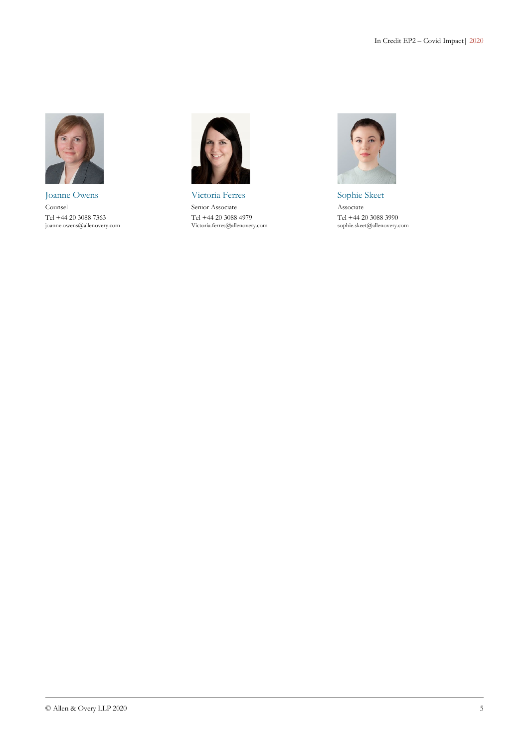Joanne Owens
Counsel
Tel +44 20 3088 7363
joanne.owens@allenovery.com

Victoria Ferres
Senior Associate
Tel +44 20 3088 4979
Victoria.ferres@allenovery.com

Sophie Skeet
Associate
Tel +44 20 3088 3990
sophie.skeet@allenovery.com

© Allen & Overy LLP 2020